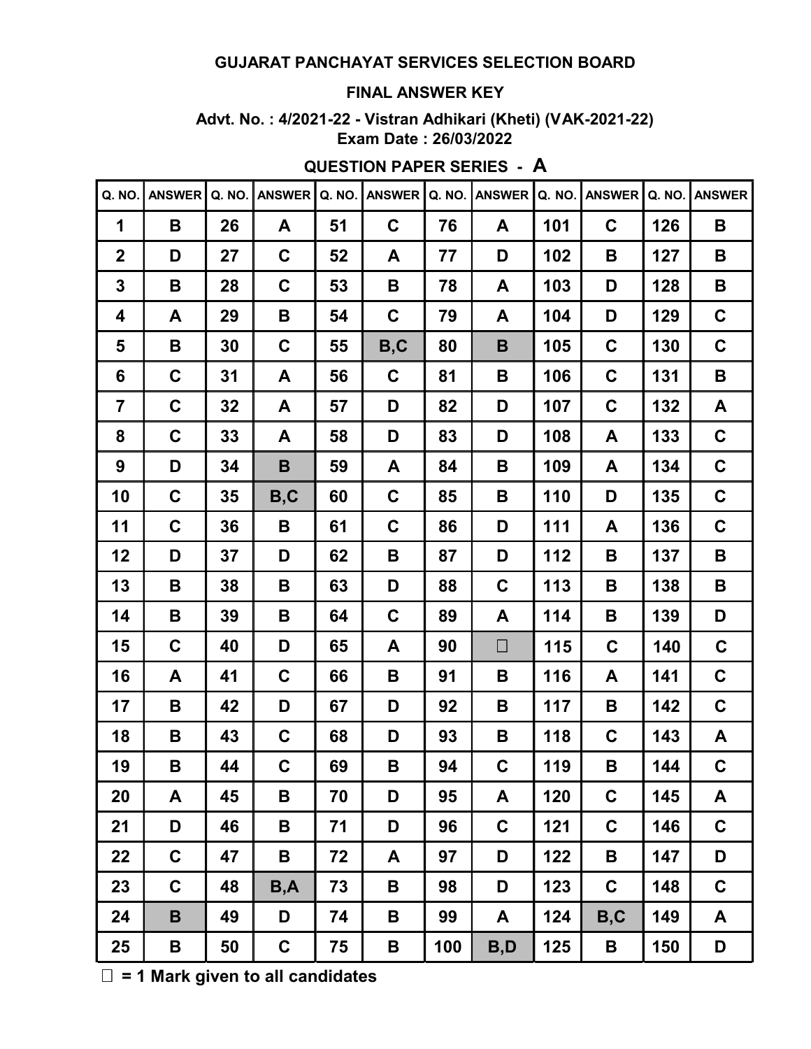# GUJARAT PANCHAYAT SERVICES SELECTION BOARD

## FINAL ANSWER KEY

**Advt. No. : 4/2021-22 - Vistran Adhikari (Kheti) (VAK-2021-22)**
**Exam Date : 26/03/2022**

**QUESTION PAPER SERIES - A**

| Q. NO. | ANSWER | Q. NO. | ANSWER | Q. NO. | ANSWER | Q. NO. | ANSWER | Q. NO. | ANSWER | Q. NO. | ANSWER |
|---|---|---|---|---|---|---|---|---|---|---|---|
| 1 | B | 26 | A | 51 | C | 76 | A | 101 | C | 126 | B |
| 2 | D | 27 | C | 52 | A | 77 | D | 102 | B | 127 | B |
| 3 | B | 28 | C | 53 | B | 78 | A | 103 | D | 128 | B |
| 4 | A | 29 | B | 54 | C | 79 | A | 104 | D | 129 | C |
| 5 | B | 30 | C | 55 | B,C | 80 | B | 105 | C | 130 | C |
| 6 | C | 31 | A | 56 | C | 81 | B | 106 | C | 131 | B |
| 7 | C | 32 | A | 57 | D | 82 | D | 107 | C | 132 | A |
| 8 | C | 33 | A | 58 | D | 83 | D | 108 | A | 133 | C |
| 9 | D | 34 | B | 59 | A | 84 | B | 109 | A | 134 | C |
| 10 | C | 35 | B,C | 60 | C | 85 | B | 110 | D | 135 | C |
| 11 | C | 36 | B | 61 | C | 86 | D | 111 | A | 136 | C |
| 12 | D | 37 | D | 62 | B | 87 | D | 112 | B | 137 | B |
| 13 | B | 38 | B | 63 | D | 88 | C | 113 | B | 138 | B |
| 14 | B | 39 | B | 64 | C | 89 | A | 114 | B | 139 | D |
| 15 | C | 40 | D | 65 | A | 90 | □ | 115 | C | 140 | C |
| 16 | A | 41 | C | 66 | B | 91 | B | 116 | A | 141 | C |
| 17 | B | 42 | D | 67 | D | 92 | B | 117 | B | 142 | C |
| 18 | B | 43 | C | 68 | D | 93 | B | 118 | C | 143 | A |
| 19 | B | 44 | C | 69 | B | 94 | C | 119 | B | 144 | C |
| 20 | A | 45 | B | 70 | D | 95 | A | 120 | C | 145 | A |
| 21 | D | 46 | B | 71 | D | 96 | C | 121 | C | 146 | C |
| 22 | C | 47 | B | 72 | A | 97 | D | 122 | B | 147 | D |
| 23 | C | 48 | B,A | 73 | B | 98 | D | 123 | C | 148 | C |
| 24 | B | 49 | D | 74 | B | 99 | A | 124 | B,C | 149 | A |
| 25 | B | 50 | C | 75 | B | 100 | B,D | 125 | B | 150 | D |

□ = 1 Mark given to all candidates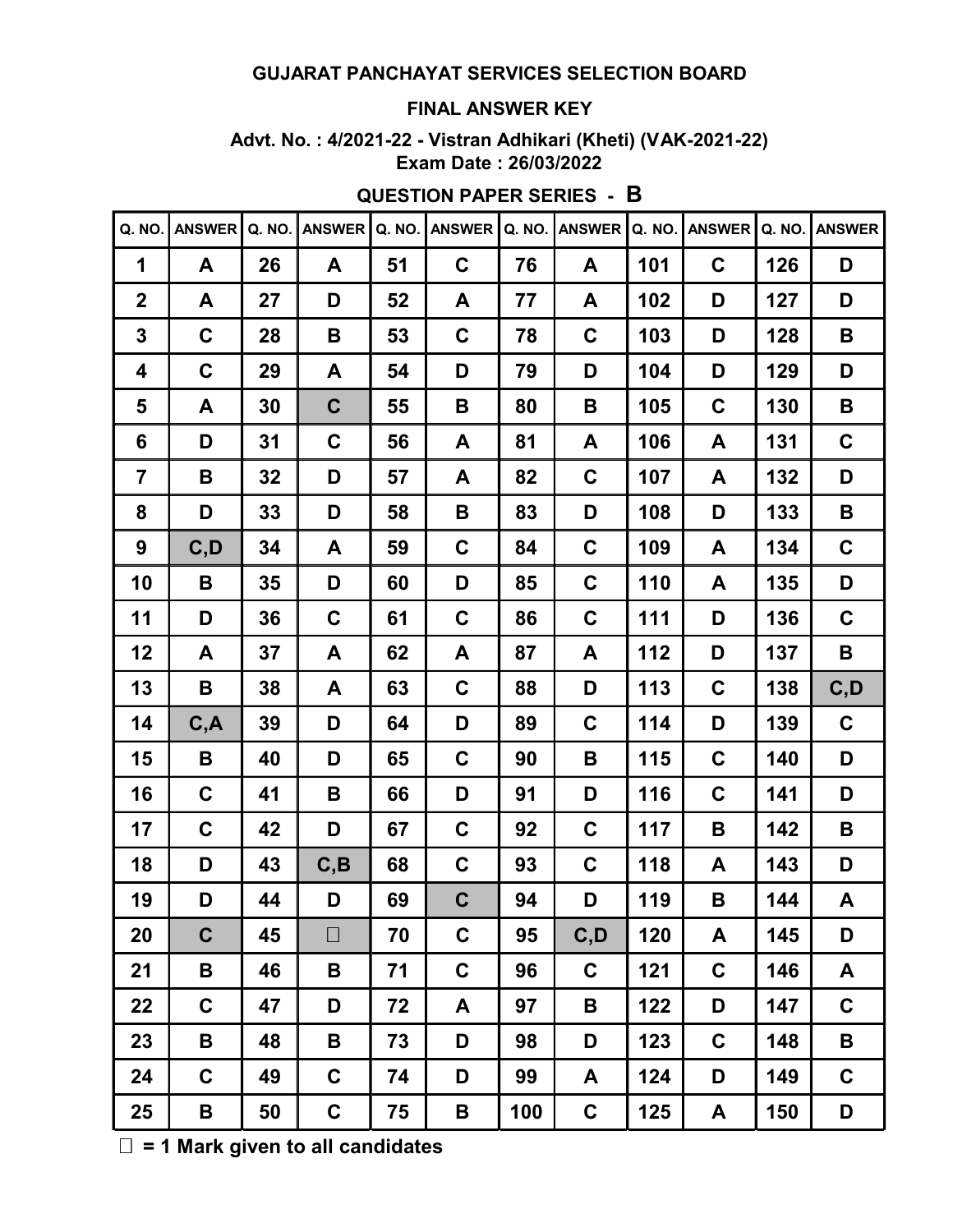**GUJARAT PANCHAYAT SERVICES SELECTION BOARD**

**FINAL ANSWER KEY**

**Advt. No. : 4/2021-22 - Vistran Adhikari (Kheti) (VAK-2021-22)**
**Exam Date : 26/03/2022**

**QUESTION PAPER SERIES - B**

| Q. NO. | ANSWER | Q. NO. | ANSWER | Q. NO. | ANSWER | Q. NO. | ANSWER | Q. NO. | ANSWER | Q. NO. | ANSWER |
|---|---|---|---|---|---|---|---|---|---|---|---|
| 1 | A | 26 | A | 51 | C | 76 | A | 101 | C | 126 | D |
| 2 | A | 27 | D | 52 | A | 77 | A | 102 | D | 127 | D |
| 3 | C | 28 | B | 53 | C | 78 | C | 103 | D | 128 | B |
| 4 | C | 29 | A | 54 | D | 79 | D | 104 | D | 129 | D |
| 5 | A | 30 | C | 55 | B | 80 | B | 105 | C | 130 | B |
| 6 | D | 31 | C | 56 | A | 81 | A | 106 | A | 131 | C |
| 7 | B | 32 | D | 57 | A | 82 | C | 107 | A | 132 | D |
| 8 | D | 33 | D | 58 | B | 83 | D | 108 | D | 133 | B |
| 9 | C,D | 34 | A | 59 | C | 84 | C | 109 | A | 134 | C |
| 10 | B | 35 | D | 60 | D | 85 | C | 110 | A | 135 | D |
| 11 | D | 36 | C | 61 | C | 86 | C | 111 | D | 136 | C |
| 12 | A | 37 | A | 62 | A | 87 | A | 112 | D | 137 | B |
| 13 | B | 38 | A | 63 | C | 88 | D | 113 | C | 138 | C,D |
| 14 | C,A | 39 | D | 64 | D | 89 | C | 114 | D | 139 | C |
| 15 | B | 40 | D | 65 | C | 90 | B | 115 | C | 140 | D |
| 16 | C | 41 | B | 66 | D | 91 | D | 116 | C | 141 | D |
| 17 | C | 42 | D | 67 | C | 92 | C | 117 | B | 142 | B |
| 18 | D | 43 | C,B | 68 | C | 93 | C | 118 | A | 143 | D |
| 19 | D | 44 | D | 69 | C | 94 | D | 119 | B | 144 | A |
| 20 | C | 45 | □ | 70 | C | 95 | C,D | 120 | A | 145 | D |
| 21 | B | 46 | B | 71 | C | 96 | C | 121 | C | 146 | A |
| 22 | C | 47 | D | 72 | A | 97 | B | 122 | D | 147 | C |
| 23 | B | 48 | B | 73 | D | 98 | D | 123 | C | 148 | B |
| 24 | C | 49 | C | 74 | D | 99 | A | 124 | D | 149 | C |
| 25 | B | 50 | C | 75 | B | 100 | C | 125 | A | 150 | D |

□ = 1 Mark given to all candidates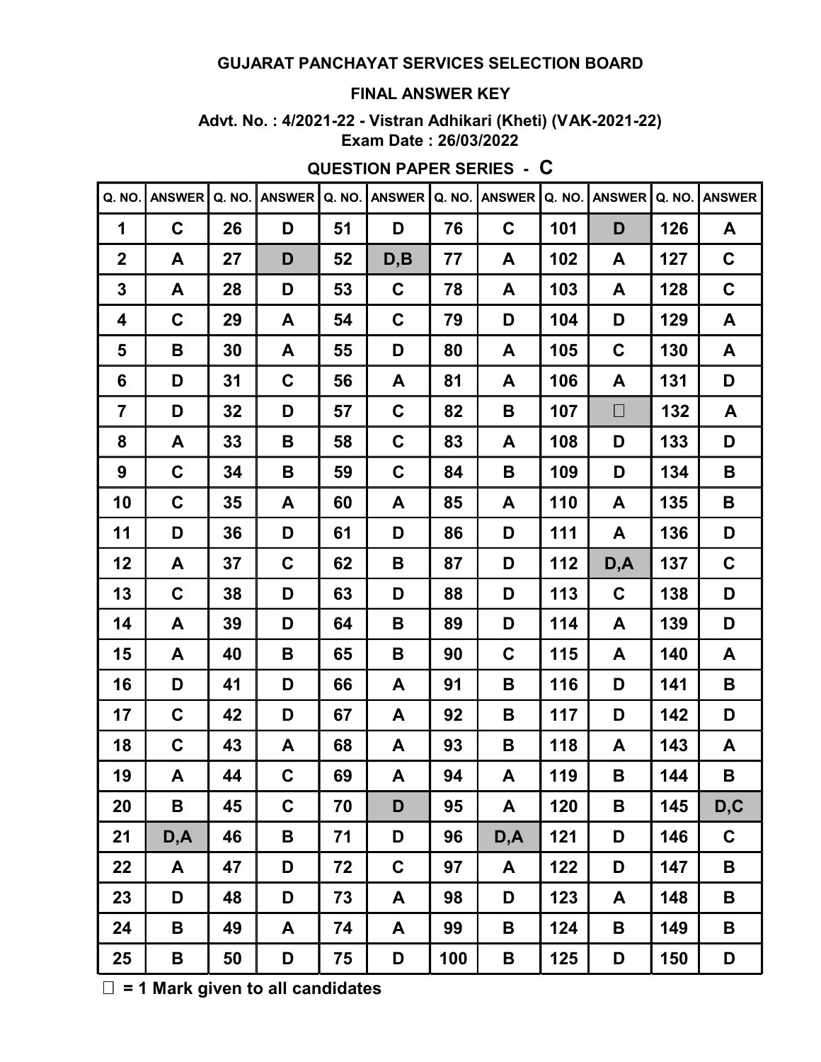**GUJARAT PANCHAYAT SERVICES SELECTION BOARD**

**FINAL ANSWER KEY**

**Advt. No. : 4/2021-22 - Vistran Adhikari (Kheti) (VAK-2021-22)**
**Exam Date : 26/03/2022**

**QUESTION PAPER SERIES - C**

| Q. NO. | ANSWER | Q. NO. | ANSWER | Q. NO. | ANSWER | Q. NO. | ANSWER | Q. NO. | ANSWER | Q. NO. | ANSWER |
|---|---|---|---|---|---|---|---|---|---|---|---|
| 1 | C | 26 | D | 51 | D | 76 | C | 101 | D | 126 | A |
| 2 | A | 27 | D | 52 | D,B | 77 | A | 102 | A | 127 | C |
| 3 | A | 28 | D | 53 | C | 78 | A | 103 | A | 128 | C |
| 4 | C | 29 | A | 54 | C | 79 | D | 104 | D | 129 | A |
| 5 | B | 30 | A | 55 | D | 80 | A | 105 | C | 130 | A |
| 6 | D | 31 | C | 56 | A | 81 | A | 106 | A | 131 | D |
| 7 | D | 32 | D | 57 | C | 82 | B | 107 | □ | 132 | A |
| 8 | A | 33 | B | 58 | C | 83 | A | 108 | D | 133 | D |
| 9 | C | 34 | B | 59 | C | 84 | B | 109 | D | 134 | B |
| 10 | C | 35 | A | 60 | A | 85 | A | 110 | A | 135 | B |
| 11 | D | 36 | D | 61 | D | 86 | D | 111 | A | 136 | D |
| 12 | A | 37 | C | 62 | B | 87 | D | 112 | D,A | 137 | C |
| 13 | C | 38 | D | 63 | D | 88 | D | 113 | C | 138 | D |
| 14 | A | 39 | D | 64 | B | 89 | D | 114 | A | 139 | D |
| 15 | A | 40 | B | 65 | B | 90 | C | 115 | A | 140 | A |
| 16 | D | 41 | D | 66 | A | 91 | B | 116 | D | 141 | B |
| 17 | C | 42 | D | 67 | A | 92 | B | 117 | D | 142 | D |
| 18 | C | 43 | A | 68 | A | 93 | B | 118 | A | 143 | A |
| 19 | A | 44 | C | 69 | A | 94 | A | 119 | B | 144 | B |
| 20 | B | 45 | C | 70 | D | 95 | A | 120 | B | 145 | D,C |
| 21 | D,A | 46 | B | 71 | D | 96 | D,A | 121 | D | 146 | C |
| 22 | A | 47 | D | 72 | C | 97 | A | 122 | D | 147 | B |
| 23 | D | 48 | D | 73 | A | 98 | D | 123 | A | 148 | B |
| 24 | B | 49 | A | 74 | A | 99 | B | 124 | B | 149 | B |
| 25 | B | 50 | D | 75 | D | 100 | B | 125 | D | 150 | D |

□ = 1 Mark given to all candidates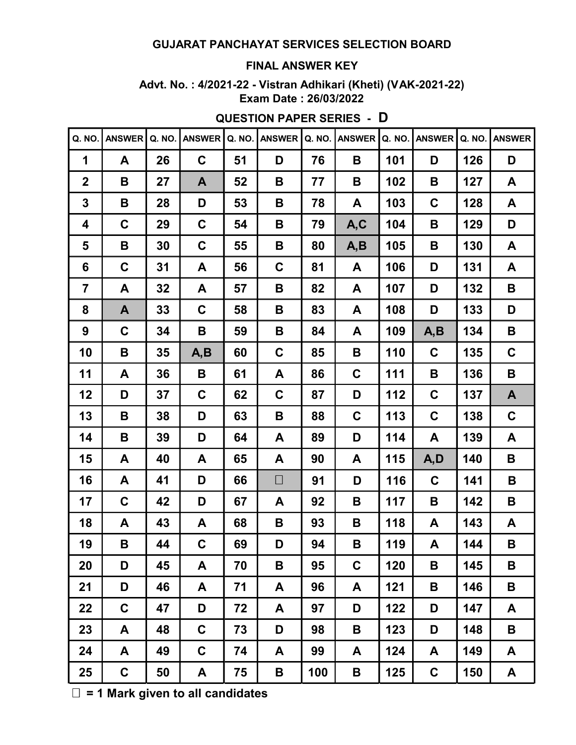# GUJARAT PANCHAYAT SERVICES SELECTION BOARD

## FINAL ANSWER KEY

**Advt. No. : 4/2021-22 - Vistran Adhikari (Kheti) (VAK-2021-22)**
**Exam Date : 26/03/2022**

**QUESTION PAPER SERIES - D**

| Q. NO. | ANSWER | Q. NO. | ANSWER | Q. NO. | ANSWER | Q. NO. | ANSWER | Q. NO. | ANSWER | Q. NO. | ANSWER |
|---|---|---|---|---|---|---|---|---|---|---|---|
| 1 | A | 26 | C | 51 | D | 76 | B | 101 | D | 126 | D |
| 2 | B | 27 | A | 52 | B | 77 | B | 102 | B | 127 | A |
| 3 | B | 28 | D | 53 | B | 78 | A | 103 | C | 128 | A |
| 4 | C | 29 | C | 54 | B | 79 | A,C | 104 | B | 129 | D |
| 5 | B | 30 | C | 55 | B | 80 | A,B | 105 | B | 130 | A |
| 6 | C | 31 | A | 56 | C | 81 | A | 106 | D | 131 | A |
| 7 | A | 32 | A | 57 | B | 82 | A | 107 | D | 132 | B |
| 8 | A | 33 | C | 58 | B | 83 | A | 108 | D | 133 | D |
| 9 | C | 34 | B | 59 | B | 84 | A | 109 | A,B | 134 | B |
| 10 | B | 35 | A,B | 60 | C | 85 | B | 110 | C | 135 | C |
| 11 | A | 36 | B | 61 | A | 86 | C | 111 | B | 136 | B |
| 12 | D | 37 | C | 62 | C | 87 | D | 112 | C | 137 | A |
| 13 | B | 38 | D | 63 | B | 88 | C | 113 | C | 138 | C |
| 14 | B | 39 | D | 64 | A | 89 | D | 114 | A | 139 | A |
| 15 | A | 40 | A | 65 | A | 90 | A | 115 | A,D | 140 | B |
| 16 | A | 41 | D | 66 | □ | 91 | D | 116 | C | 141 | B |
| 17 | C | 42 | D | 67 | A | 92 | B | 117 | B | 142 | B |
| 18 | A | 43 | A | 68 | B | 93 | B | 118 | A | 143 | A |
| 19 | B | 44 | C | 69 | D | 94 | B | 119 | A | 144 | B |
| 20 | D | 45 | A | 70 | B | 95 | C | 120 | B | 145 | B |
| 21 | D | 46 | A | 71 | A | 96 | A | 121 | B | 146 | B |
| 22 | C | 47 | D | 72 | A | 97 | D | 122 | D | 147 | A |
| 23 | A | 48 | C | 73 | D | 98 | B | 123 | D | 148 | B |
| 24 | A | 49 | C | 74 | A | 99 | A | 124 | A | 149 | A |
| 25 | C | 50 | A | 75 | B | 100 | B | 125 | C | 150 | A |

□ = 1 Mark given to all candidates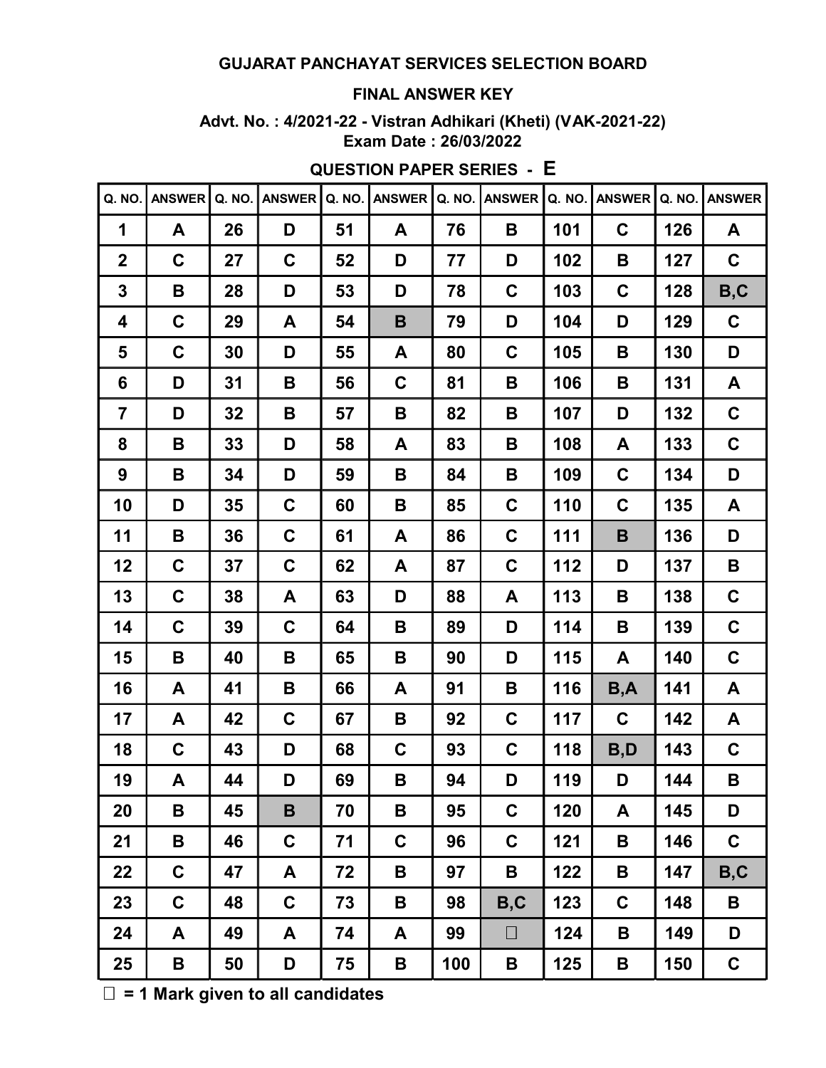**GUJARAT PANCHAYAT SERVICES SELECTION BOARD**

**FINAL ANSWER KEY**

**Advt. No. : 4/2021-22 - Vistran Adhikari (Kheti) (VAK-2021-22)**
**Exam Date : 26/03/2022**

**QUESTION PAPER SERIES - E**

| Q. NO. | ANSWER | Q. NO. | ANSWER | Q. NO. | ANSWER | Q. NO. | ANSWER | Q. NO. | ANSWER | Q. NO. | ANSWER |
|---|---|---|---|---|---|---|---|---|---|---|---|
| 1 | A | 26 | D | 51 | A | 76 | B | 101 | C | 126 | A |
| 2 | C | 27 | C | 52 | D | 77 | D | 102 | B | 127 | C |
| 3 | B | 28 | D | 53 | D | 78 | C | 103 | C | 128 | B,C |
| 4 | C | 29 | A | 54 | B | 79 | D | 104 | D | 129 | C |
| 5 | C | 30 | D | 55 | A | 80 | C | 105 | B | 130 | D |
| 6 | D | 31 | B | 56 | C | 81 | B | 106 | B | 131 | A |
| 7 | D | 32 | B | 57 | B | 82 | B | 107 | D | 132 | C |
| 8 | B | 33 | D | 58 | A | 83 | B | 108 | A | 133 | C |
| 9 | B | 34 | D | 59 | B | 84 | B | 109 | C | 134 | D |
| 10 | D | 35 | C | 60 | B | 85 | C | 110 | C | 135 | A |
| 11 | B | 36 | C | 61 | A | 86 | C | 111 | B | 136 | D |
| 12 | C | 37 | C | 62 | A | 87 | C | 112 | D | 137 | B |
| 13 | C | 38 | A | 63 | D | 88 | A | 113 | B | 138 | C |
| 14 | C | 39 | C | 64 | B | 89 | D | 114 | B | 139 | C |
| 15 | B | 40 | B | 65 | B | 90 | D | 115 | A | 140 | C |
| 16 | A | 41 | B | 66 | A | 91 | B | 116 | B,A | 141 | A |
| 17 | A | 42 | C | 67 | B | 92 | C | 117 | C | 142 | A |
| 18 | C | 43 | D | 68 | C | 93 | C | 118 | B,D | 143 | C |
| 19 | A | 44 | D | 69 | B | 94 | D | 119 | D | 144 | B |
| 20 | B | 45 | B | 70 | B | 95 | C | 120 | A | 145 | D |
| 21 | B | 46 | C | 71 | C | 96 | C | 121 | B | 146 | C |
| 22 | C | 47 | A | 72 | B | 97 | B | 122 | B | 147 | B,C |
| 23 | C | 48 | C | 73 | B | 98 | B,C | 123 | C | 148 | B |
| 24 | A | 49 | A | 74 | A | 99 | □ | 124 | B | 149 | D |
| 25 | B | 50 | D | 75 | B | 100 | B | 125 | B | 150 | C |

□ = 1 Mark given to all candidates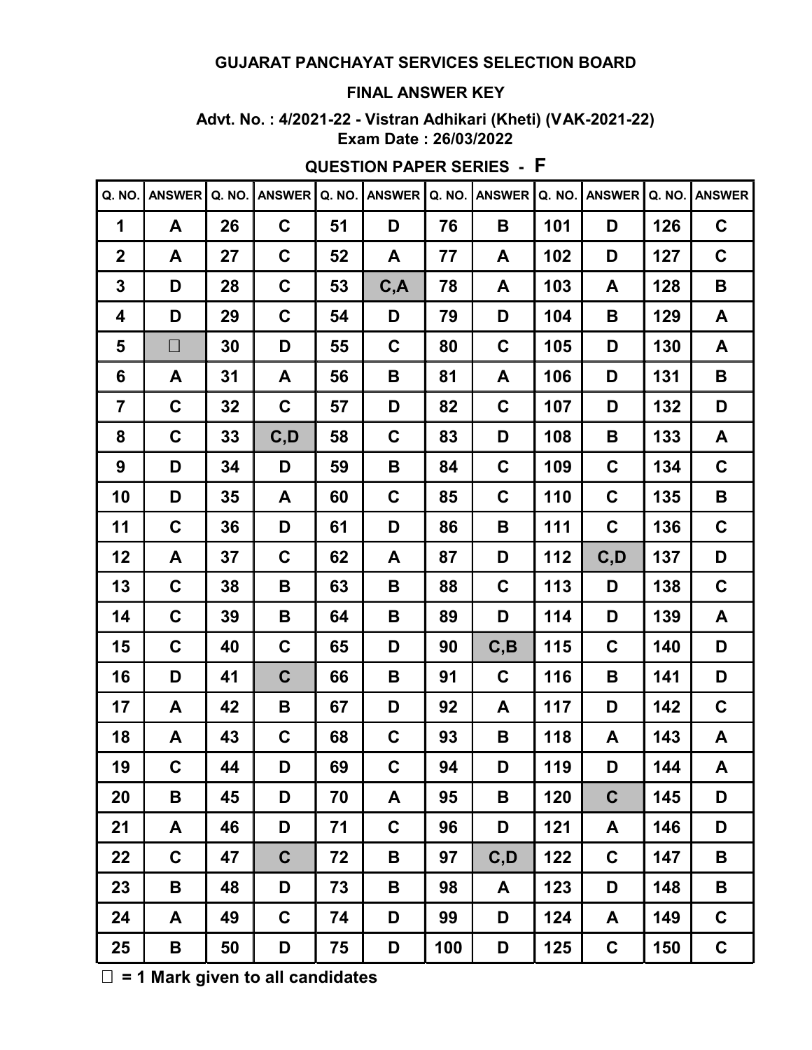**GUJARAT PANCHAYAT SERVICES SELECTION BOARD**

**FINAL ANSWER KEY**

**Advt. No. : 4/2021-22 - Vistran Adhikari (Kheti) (VAK-2021-22)**
**Exam Date : 26/03/2022**

**QUESTION PAPER SERIES - F**

| Q. NO. | ANSWER | Q. NO. | ANSWER | Q. NO. | ANSWER | Q. NO. | ANSWER | Q. NO. | ANSWER | Q. NO. | ANSWER |
|---|---|---|---|---|---|---|---|---|---|---|---|
| 1 | A | 26 | C | 51 | D | 76 | B | 101 | D | 126 | C |
| 2 | A | 27 | C | 52 | A | 77 | A | 102 | D | 127 | C |
| 3 | D | 28 | C | 53 | C,A | 78 | A | 103 | A | 128 | B |
| 4 | D | 29 | C | 54 | D | 79 | D | 104 | B | 129 | A |
| 5 | □ | 30 | D | 55 | C | 80 | C | 105 | D | 130 | A |
| 6 | A | 31 | A | 56 | B | 81 | A | 106 | D | 131 | B |
| 7 | C | 32 | C | 57 | D | 82 | C | 107 | D | 132 | D |
| 8 | C | 33 | C,D | 58 | C | 83 | D | 108 | B | 133 | A |
| 9 | D | 34 | D | 59 | B | 84 | C | 109 | C | 134 | C |
| 10 | D | 35 | A | 60 | C | 85 | C | 110 | C | 135 | B |
| 11 | C | 36 | D | 61 | D | 86 | B | 111 | C | 136 | C |
| 12 | A | 37 | C | 62 | A | 87 | D | 112 | C,D | 137 | D |
| 13 | C | 38 | B | 63 | B | 88 | C | 113 | D | 138 | C |
| 14 | C | 39 | B | 64 | B | 89 | D | 114 | D | 139 | A |
| 15 | C | 40 | C | 65 | D | 90 | C,B | 115 | C | 140 | D |
| 16 | D | 41 | C | 66 | B | 91 | C | 116 | B | 141 | D |
| 17 | A | 42 | B | 67 | D | 92 | A | 117 | D | 142 | C |
| 18 | A | 43 | C | 68 | C | 93 | B | 118 | A | 143 | A |
| 19 | C | 44 | D | 69 | C | 94 | D | 119 | D | 144 | A |
| 20 | B | 45 | D | 70 | A | 95 | B | 120 | C | 145 | D |
| 21 | A | 46 | D | 71 | C | 96 | D | 121 | A | 146 | D |
| 22 | C | 47 | C | 72 | B | 97 | C,D | 122 | C | 147 | B |
| 23 | B | 48 | D | 73 | B | 98 | A | 123 | D | 148 | B |
| 24 | A | 49 | C | 74 | D | 99 | D | 124 | A | 149 | C |
| 25 | B | 50 | D | 75 | D | 100 | D | 125 | C | 150 | C |

□ = 1 Mark given to all candidates